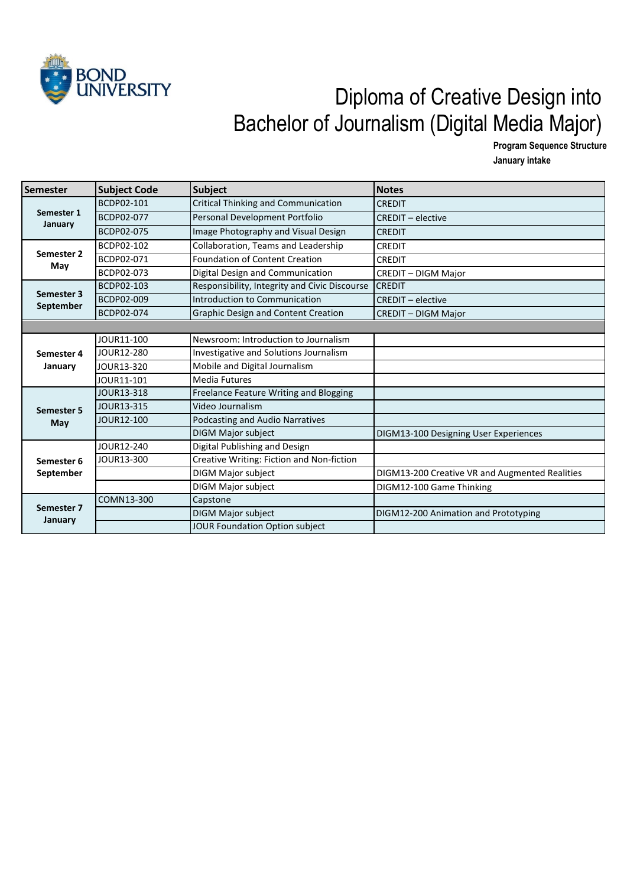# Diploma of Creative Design into Bachelor of Journalism (Digital Media Major)

**Program Sequence Structure**

**January intake**

| Semester | Subject Code | Subject | Notes |
|---|---|---|---|
| **Semester 1 January** | BCDP02-101 | Critical Thinking and Communication | CREDIT |
| | BCDP02-077 | Personal Development Portfolio | CREDIT – elective |
| | BCDP02-075 | Image Photography and Visual Design | CREDIT |
| **Semester 2 May** | BCDP02-102 | Collaboration, Teams and Leadership | CREDIT |
| | BCDP02-071 | Foundation of Content Creation | CREDIT |
| | BCDP02-073 | Digital Design and Communication | CREDIT – DIGM Major |
| **Semester 3 September** | BCDP02-103 | Responsibility, Integrity and Civic Discourse | CREDIT |
| | BCDP02-009 | Introduction to Communication | CREDIT – elective |
| | BCDP02-074 | Graphic Design and Content Creation | CREDIT – DIGM Major |
| | | | |
| **Semester 4 January** | JOUR11-100 | Newsroom: Introduction to Journalism | |
| | JOUR12-280 | Investigative and Solutions Journalism | |
| | JOUR13-320 | Mobile and Digital Journalism | |
| | JOUR11-101 | Media Futures | |
| **Semester 5 May** | JOUR13-318 | Freelance Feature Writing and Blogging | |
| | JOUR13-315 | Video Journalism | |
| | JOUR12-100 | Podcasting and Audio Narratives | |
| | | DIGM Major subject | DIGM13-100 Designing User Experiences |
| **Semester 6 September** | JOUR12-240 | Digital Publishing and Design | |
| | JOUR13-300 | Creative Writing: Fiction and Non-fiction | |
| | | DIGM Major subject | DIGM13-200 Creative VR and Augmented Realities |
| | | DIGM Major subject | DIGM12-100 Game Thinking |
| **Semester 7 January** | COMN13-300 | Capstone | |
| | | DIGM Major subject | DIGM12-200 Animation and Prototyping |
| | | JOUR Foundation Option subject | |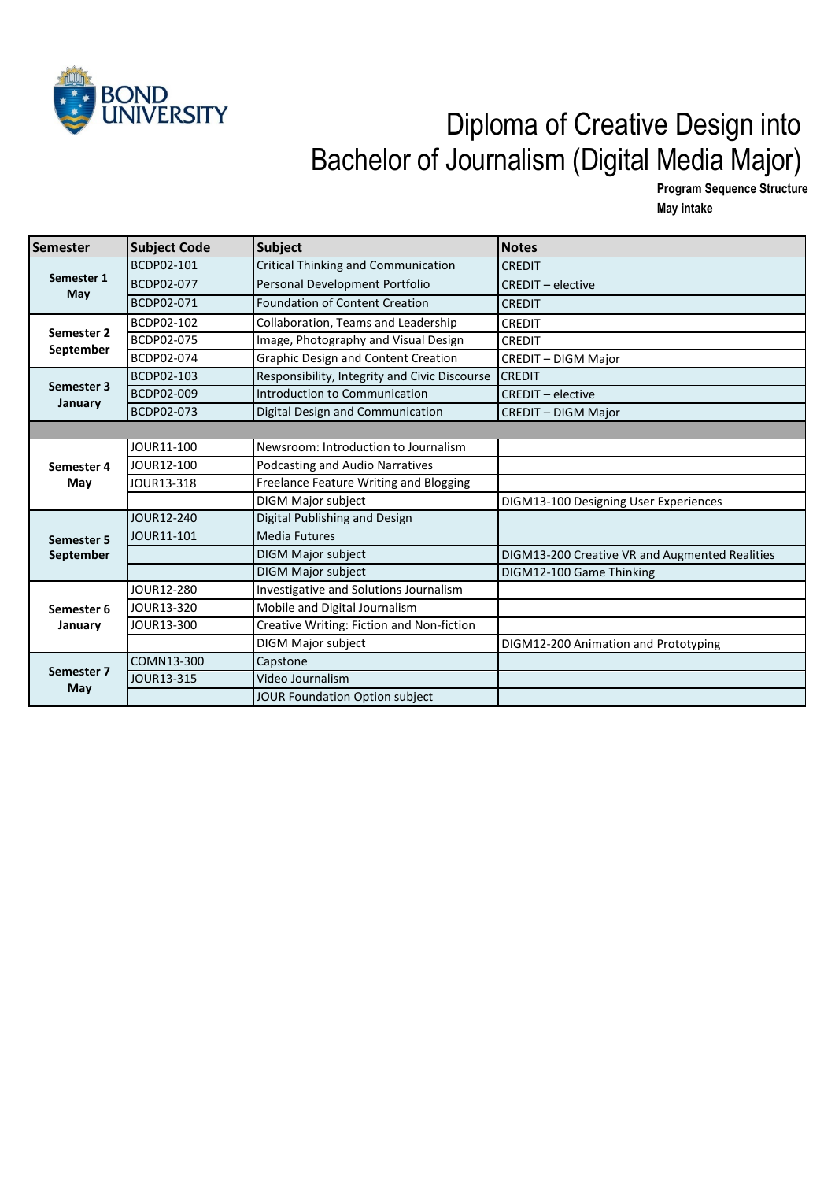# Diploma of Creative Design into Bachelor of Journalism (Digital Media Major)

**Program Sequence Structure**

**May intake**

| Semester | Subject Code | Subject | Notes |
|---|---|---|---|
| **Semester 1 May** | BCDP02-101 | Critical Thinking and Communication | CREDIT |
| | BCDP02-077 | Personal Development Portfolio | CREDIT – elective |
| | BCDP02-071 | Foundation of Content Creation | CREDIT |
| **Semester 2 September** | BCDP02-102 | Collaboration, Teams and Leadership | CREDIT |
| | BCDP02-075 | Image, Photography and Visual Design | CREDIT |
| | BCDP02-074 | Graphic Design and Content Creation | CREDIT – DIGM Major |
| **Semester 3 January** | BCDP02-103 | Responsibility, Integrity and Civic Discourse | CREDIT |
| | BCDP02-009 | Introduction to Communication | CREDIT – elective |
| | BCDP02-073 | Digital Design and Communication | CREDIT – DIGM Major |
| | | | |
| **Semester 4 May** | JOUR11-100 | Newsroom: Introduction to Journalism | |
| | JOUR12-100 | Podcasting and Audio Narratives | |
| | JOUR13-318 | Freelance Feature Writing and Blogging | |
| | | DIGM Major subject | DIGM13-100 Designing User Experiences |
| **Semester 5 September** | JOUR12-240 | Digital Publishing and Design | |
| | JOUR11-101 | Media Futures | |
| | | DIGM Major subject | DIGM13-200 Creative VR and Augmented Realities |
| | | DIGM Major subject | DIGM12-100 Game Thinking |
| **Semester 6 January** | JOUR12-280 | Investigative and Solutions Journalism | |
| | JOUR13-320 | Mobile and Digital Journalism | |
| | JOUR13-300 | Creative Writing: Fiction and Non-fiction | |
| | | DIGM Major subject | DIGM12-200 Animation and Prototyping |
| **Semester 7 May** | COMN13-300 | Capstone | |
| | JOUR13-315 | Video Journalism | |
| | | JOUR Foundation Option subject | |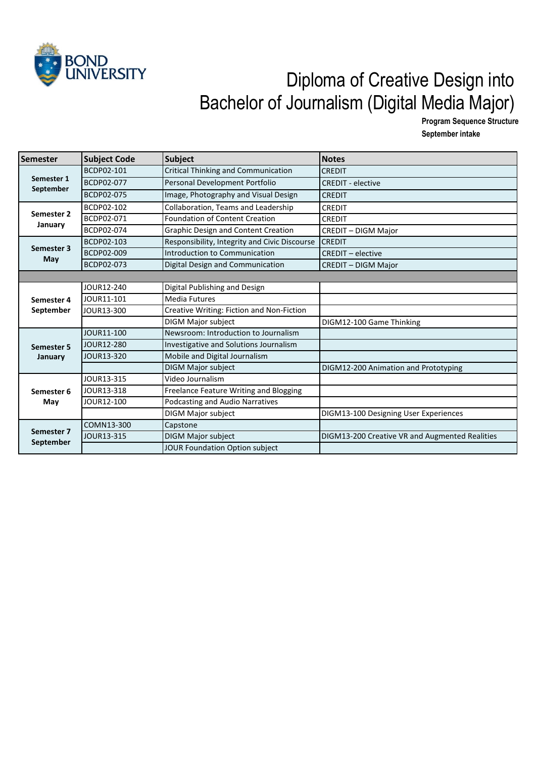# Diploma of Creative Design into Bachelor of Journalism (Digital Media Major)

**Program Sequence Structure**

**September intake**

| Semester | Subject Code | Subject | Notes |
|---|---|---|---|
| **Semester 1 September** | BCDP02-101 | Critical Thinking and Communication | CREDIT |
| | BCDP02-077 | Personal Development Portfolio | CREDIT - elective |
| | BCDP02-075 | Image, Photography and Visual Design | CREDIT |
| **Semester 2 January** | BCDP02-102 | Collaboration, Teams and Leadership | CREDIT |
| | BCDP02-071 | Foundation of Content Creation | CREDIT |
| | BCDP02-074 | Graphic Design and Content Creation | CREDIT – DIGM Major |
| **Semester 3 May** | BCDP02-103 | Responsibility, Integrity and Civic Discourse | CREDIT |
| | BCDP02-009 | Introduction to Communication | CREDIT – elective |
| | BCDP02-073 | Digital Design and Communication | CREDIT – DIGM Major |
| | | | |
| **Semester 4 September** | JOUR12-240 | Digital Publishing and Design | |
| | JOUR11-101 | Media Futures | |
| | JOUR13-300 | Creative Writing: Fiction and Non-Fiction | |
| | | DIGM Major subject | DIGM12-100 Game Thinking |
| **Semester 5 January** | JOUR11-100 | Newsroom: Introduction to Journalism | |
| | JOUR12-280 | Investigative and Solutions Journalism | |
| | JOUR13-320 | Mobile and Digital Journalism | |
| | | DIGM Major subject | DIGM12-200 Animation and Prototyping |
| **Semester 6 May** | JOUR13-315 | Video Journalism | |
| | JOUR13-318 | Freelance Feature Writing and Blogging | |
| | JOUR12-100 | Podcasting and Audio Narratives | |
| | | DIGM Major subject | DIGM13-100 Designing User Experiences |
| **Semester 7 September** | COMN13-300 | Capstone | |
| | JOUR13-315 | DIGM Major subject | DIGM13-200 Creative VR and Augmented Realities |
| | | JOUR Foundation Option subject | |